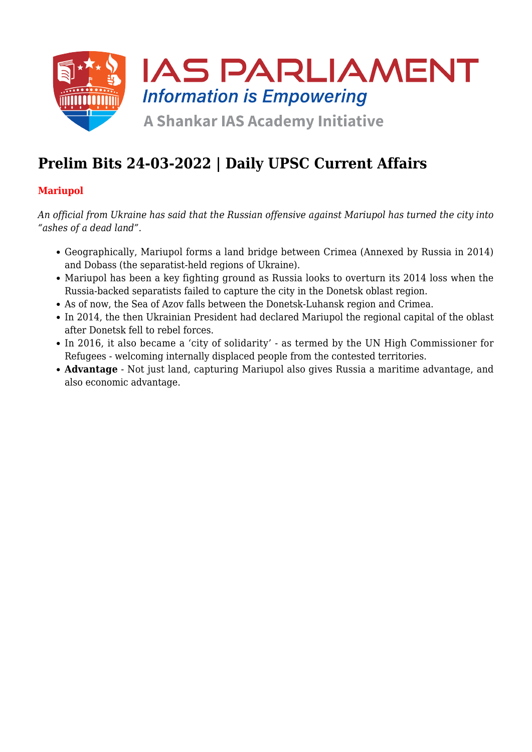# Prelim Bits 24-03-2022 | Daily UPSC Current Affairs

## Mariupol

*An official from Ukraine has said that the Russian offensive against Mariupol has turned the city into "ashes of a dead land".*

- Geographically, Mariupol forms a land bridge between Crimea (Annexed by Russia in 2014) and Dobass (the separatist-held regions of Ukraine).
- Mariupol has been a key fighting ground as Russia looks to overturn its 2014 loss when the Russia-backed separatists failed to capture the city in the Donetsk oblast region.
- As of now, the Sea of Azov falls between the Donetsk-Luhansk region and Crimea.
- In 2014, the then Ukrainian President had declared Mariupol the regional capital of the oblast after Donetsk fell to rebel forces.
- In 2016, it also became a 'city of solidarity' - as termed by the UN High Commissioner for Refugees - welcoming internally displaced people from the contested territories.
- **Advantage** - Not just land, capturing Mariupol also gives Russia a maritime advantage, and also economic advantage.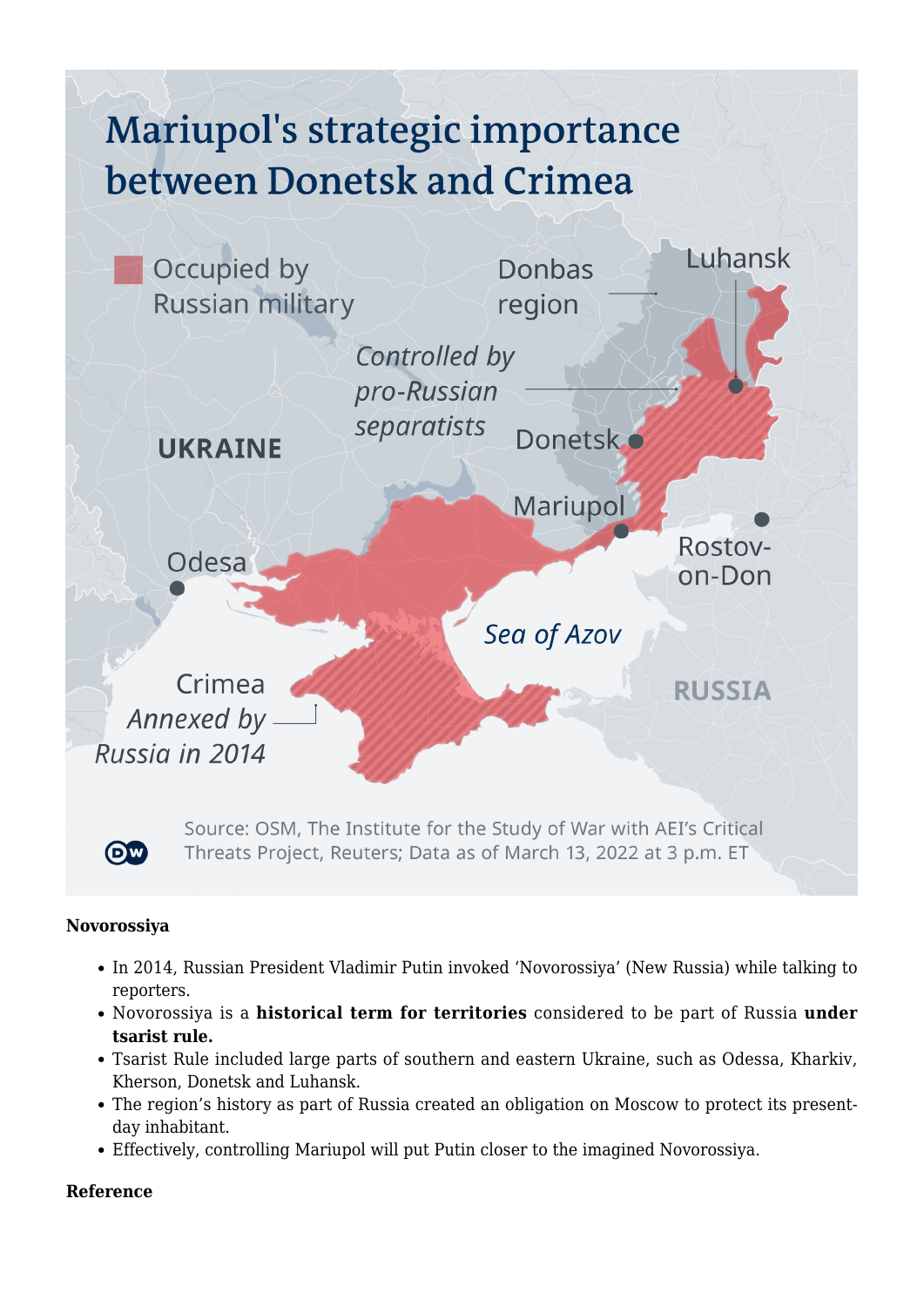**Novorossiya**

- In 2014, Russian President Vladimir Putin invoked 'Novorossiya' (New Russia) while talking to reporters.
- Novorossiya is a **historical term for territories** considered to be part of Russia **under tsarist rule.**
- Tsarist Rule included large parts of southern and eastern Ukraine, such as Odessa, Kharkiv, Kherson, Donetsk and Luhansk.
- The region's history as part of Russia created an obligation on Moscow to protect its present-day inhabitant.
- Effectively, controlling Mariupol will put Putin closer to the imagined Novorossiya.

**Reference**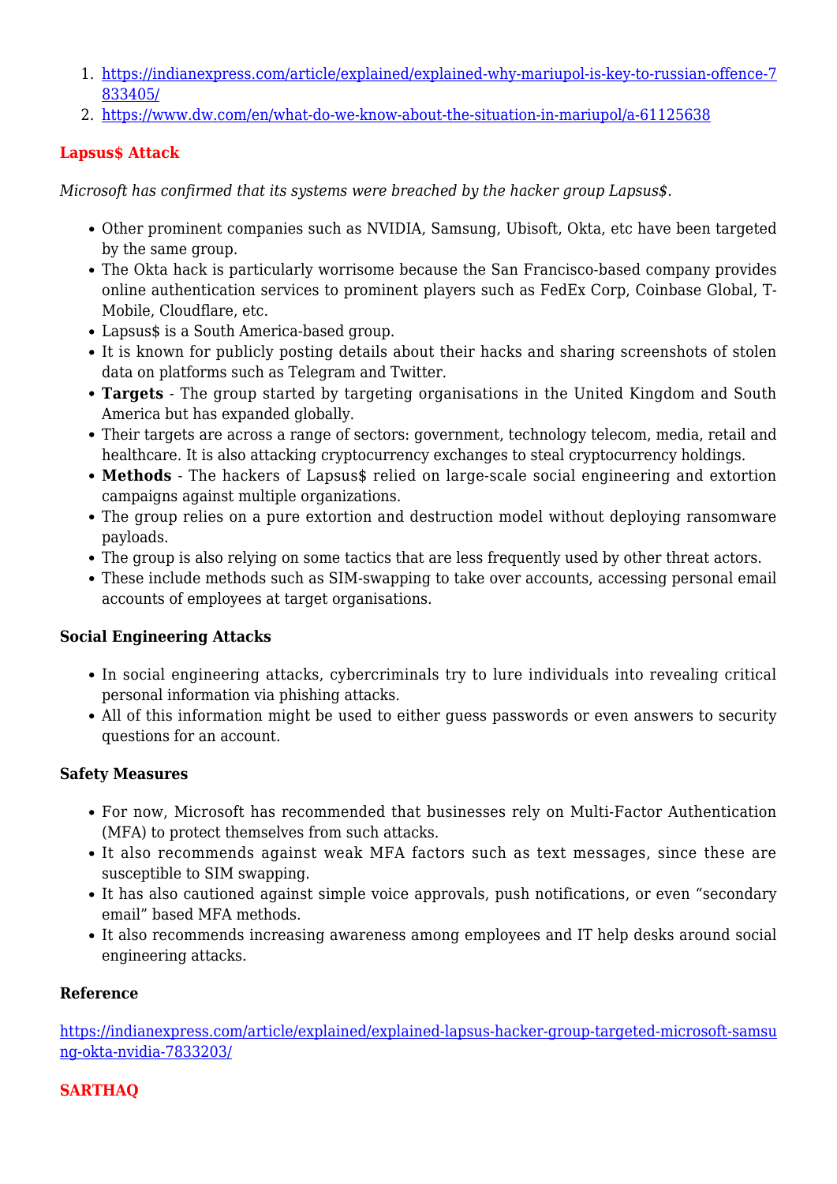1. https://indianexpress.com/article/explained/explained-why-mariupol-is-key-to-russian-offence-7833405/
2. https://www.dw.com/en/what-do-we-know-about-the-situation-in-mariupol/a-61125638

## Lapsus$ Attack

*Microsoft has confirmed that its systems were breached by the hacker group Lapsus$.*

- Other prominent companies such as NVIDIA, Samsung, Ubisoft, Okta, etc have been targeted by the same group.
- The Okta hack is particularly worrisome because the San Francisco-based company provides online authentication services to prominent players such as FedEx Corp, Coinbase Global, T-Mobile, Cloudflare, etc.
- Lapsus$ is a South America-based group.
- It is known for publicly posting details about their hacks and sharing screenshots of stolen data on platforms such as Telegram and Twitter.
- **Targets** - The group started by targeting organisations in the United Kingdom and South America but has expanded globally.
- Their targets are across a range of sectors: government, technology telecom, media, retail and healthcare. It is also attacking cryptocurrency exchanges to steal cryptocurrency holdings.
- **Methods** - The hackers of Lapsus$ relied on large-scale social engineering and extortion campaigns against multiple organizations.
- The group relies on a pure extortion and destruction model without deploying ransomware payloads.
- The group is also relying on some tactics that are less frequently used by other threat actors.
- These include methods such as SIM-swapping to take over accounts, accessing personal email accounts of employees at target organisations.

### Social Engineering Attacks

- In social engineering attacks, cybercriminals try to lure individuals into revealing critical personal information via phishing attacks.
- All of this information might be used to either guess passwords or even answers to security questions for an account.

### Safety Measures

- For now, Microsoft has recommended that businesses rely on Multi-Factor Authentication (MFA) to protect themselves from such attacks.
- It also recommends against weak MFA factors such as text messages, since these are susceptible to SIM swapping.
- It has also cautioned against simple voice approvals, push notifications, or even "secondary email" based MFA methods.
- It also recommends increasing awareness among employees and IT help desks around social engineering attacks.

### Reference

https://indianexpress.com/article/explained/explained-lapsus-hacker-group-targeted-microsoft-samsung-okta-nvidia-7833203/

## SARTHAQ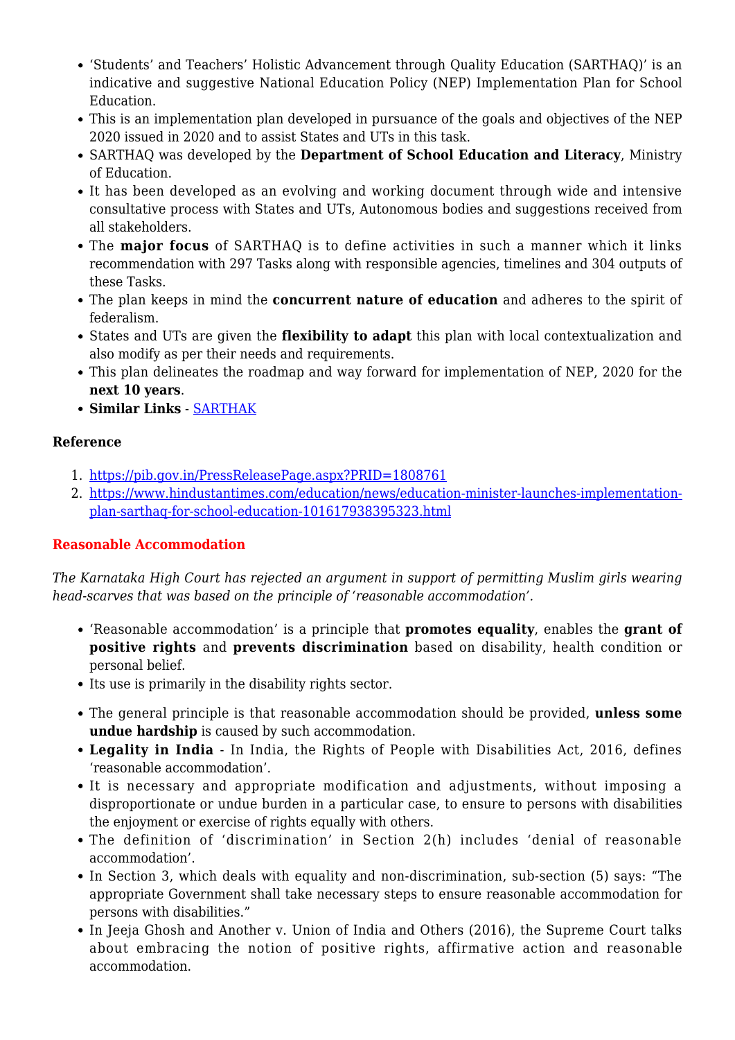- 'Students' and Teachers' Holistic Advancement through Quality Education (SARTHAQ)' is an indicative and suggestive National Education Policy (NEP) Implementation Plan for School Education.
- This is an implementation plan developed in pursuance of the goals and objectives of the NEP 2020 issued in 2020 and to assist States and UTs in this task.
- SARTHAQ was developed by the **Department of School Education and Literacy**, Ministry of Education.
- It has been developed as an evolving and working document through wide and intensive consultative process with States and UTs, Autonomous bodies and suggestions received from all stakeholders.
- The **major focus** of SARTHAQ is to define activities in such a manner which it links recommendation with 297 Tasks along with responsible agencies, timelines and 304 outputs of these Tasks.
- The plan keeps in mind the **concurrent nature of education** and adheres to the spirit of federalism.
- States and UTs are given the **flexibility to adapt** this plan with local contextualization and also modify as per their needs and requirements.
- This plan delineates the roadmap and way forward for implementation of NEP, 2020 for the **next 10 years**.
- **Similar Links** - [SARTHAK]

**Reference**

1. https://pib.gov.in/PressReleasePage.aspx?PRID=1808761
2. https://www.hindustantimes.com/education/news/education-minister-launches-implementation-plan-sarthaq-for-school-education-101617938395323.html

## Reasonable Accommodation

*The Karnataka High Court has rejected an argument in support of permitting Muslim girls wearing head-scarves that was based on the principle of 'reasonable accommodation'.*

- 'Reasonable accommodation' is a principle that **promotes equality**, enables the **grant of positive rights** and **prevents discrimination** based on disability, health condition or personal belief.
- Its use is primarily in the disability rights sector.

- The general principle is that reasonable accommodation should be provided, **unless some undue hardship** is caused by such accommodation.
- **Legality in India** - In India, the Rights of People with Disabilities Act, 2016, defines 'reasonable accommodation'.
- It is necessary and appropriate modification and adjustments, without imposing a disproportionate or undue burden in a particular case, to ensure to persons with disabilities the enjoyment or exercise of rights equally with others.
- The definition of 'discrimination' in Section 2(h) includes 'denial of reasonable accommodation'.
- In Section 3, which deals with equality and non-discrimination, sub-section (5) says: "The appropriate Government shall take necessary steps to ensure reasonable accommodation for persons with disabilities."
- In Jeeja Ghosh and Another v. Union of India and Others (2016), the Supreme Court talks about embracing the notion of positive rights, affirmative action and reasonable accommodation.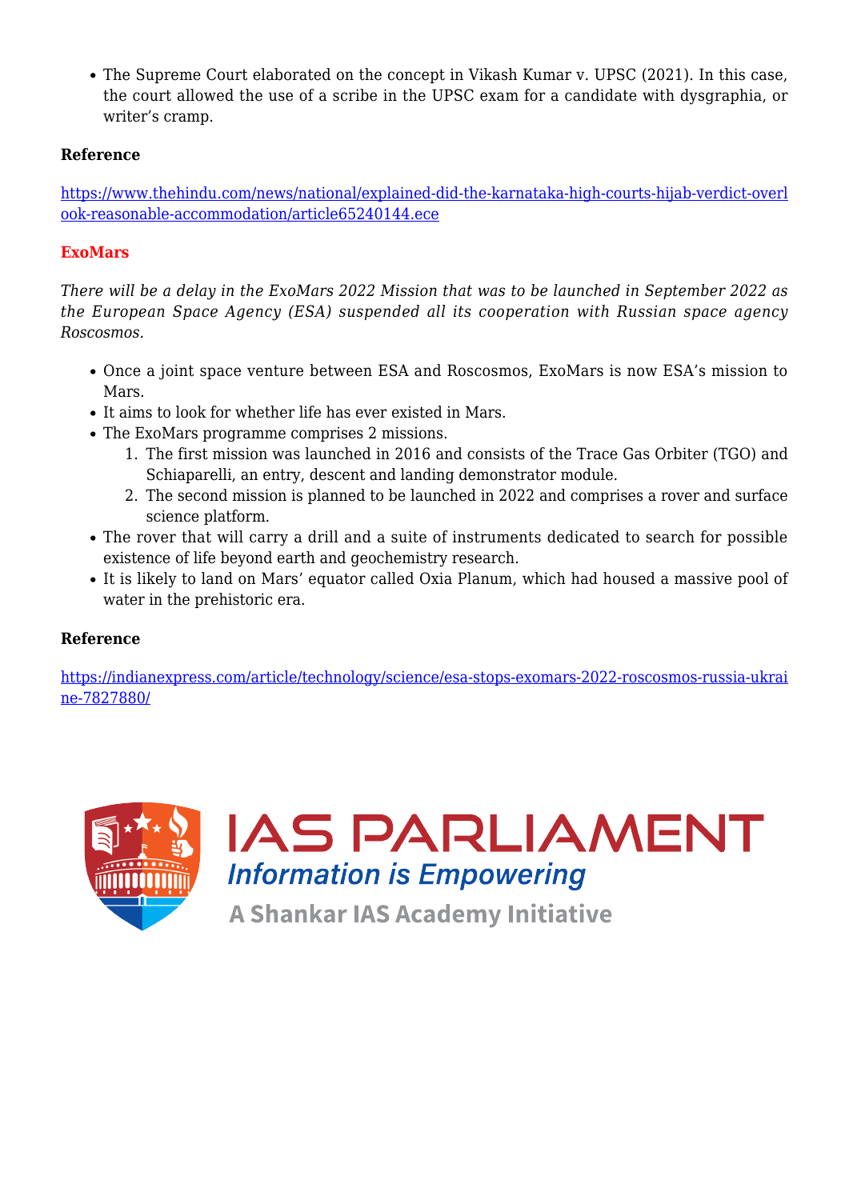- The Supreme Court elaborated on the concept in Vikash Kumar v. UPSC (2021). In this case, the court allowed the use of a scribe in the UPSC exam for a candidate with dysgraphia, or writer's cramp.

**Reference**

https://www.thehindu.com/news/national/explained-did-the-karnataka-high-courts-hijab-verdict-overlook-reasonable-accommodation/article65240144.ece

**ExoMars**

*There will be a delay in the ExoMars 2022 Mission that was to be launched in September 2022 as the European Space Agency (ESA) suspended all its cooperation with Russian space agency Roscosmos.*

- Once a joint space venture between ESA and Roscosmos, ExoMars is now ESA's mission to Mars.
- It aims to look for whether life has ever existed in Mars.
- The ExoMars programme comprises 2 missions.
  1. The first mission was launched in 2016 and consists of the Trace Gas Orbiter (TGO) and Schiaparelli, an entry, descent and landing demonstrator module.
  2. The second mission is planned to be launched in 2022 and comprises a rover and surface science platform.
- The rover that will carry a drill and a suite of instruments dedicated to search for possible existence of life beyond earth and geochemistry research.
- It is likely to land on Mars' equator called Oxia Planum, which had housed a massive pool of water in the prehistoric era.

**Reference**

https://indianexpress.com/article/technology/science/esa-stops-exomars-2022-roscosmos-russia-ukraine-7827880/